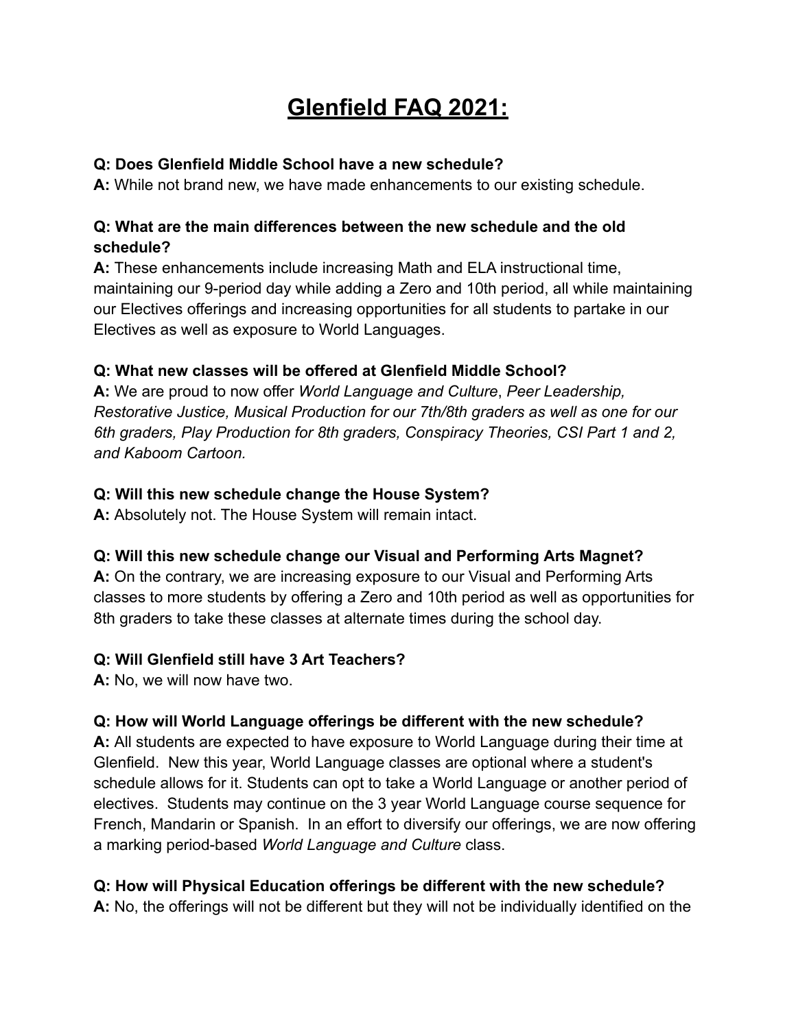# Glenfield FAQ 2021:

**Q: Does Glenfield Middle School have a new schedule?**
**A:** While not brand new, we have made enhancements to our existing schedule.

**Q: What are the main differences between the new schedule and the old schedule?**
**A:** These enhancements include increasing Math and ELA instructional time, maintaining our 9-period day while adding a Zero and 10th period, all while maintaining our Electives offerings and increasing opportunities for all students to partake in our Electives as well as exposure to World Languages.

**Q: What new classes will be offered at Glenfield Middle School?**
**A:** We are proud to now offer *World Language and Culture*, *Peer Leadership, Restorative Justice, Musical Production for our 7th/8th graders as well as one for our 6th graders, Play Production for 8th graders, Conspiracy Theories, CSI Part 1 and 2, and Kaboom Cartoon.*

**Q: Will this new schedule change the House System?**
**A:** Absolutely not. The House System will remain intact.

**Q: Will this new schedule change our Visual and Performing Arts Magnet?**
**A:** On the contrary, we are increasing exposure to our Visual and Performing Arts classes to more students by offering a Zero and 10th period as well as opportunities for 8th graders to take these classes at alternate times during the school day.

**Q: Will Glenfield still have 3 Art Teachers?**
**A:** No, we will now have two.

**Q: How will World Language offerings be different with the new schedule?**
**A:** All students are expected to have exposure to World Language during their time at Glenfield. New this year, World Language classes are optional where a student's schedule allows for it. Students can opt to take a World Language or another period of electives. Students may continue on the 3 year World Language course sequence for French, Mandarin or Spanish. In an effort to diversify our offerings, we are now offering a marking period-based *World Language and Culture* class.

**Q: How will Physical Education offerings be different with the new schedule?**
**A:** No, the offerings will not be different but they will not be individually identified on the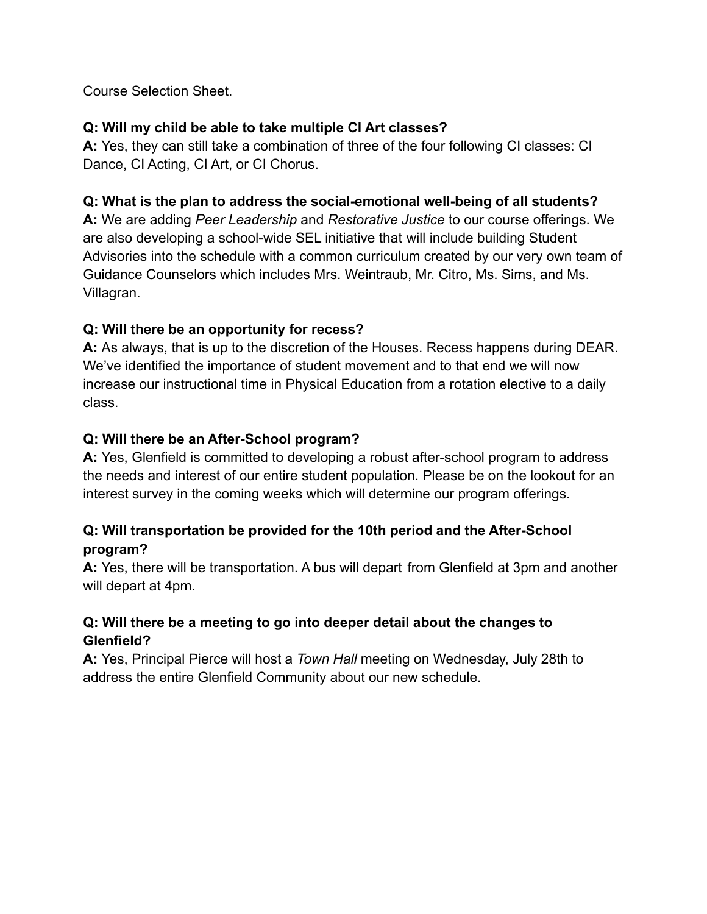Course Selection Sheet.

**Q: Will my child be able to take multiple CI Art classes?**
**A:** Yes, they can still take a combination of three of the four following CI classes: CI Dance, CI Acting, CI Art, or CI Chorus.

**Q: What is the plan to address the social-emotional well-being of all students?**
**A:** We are adding *Peer Leadership* and *Restorative Justice* to our course offerings. We are also developing a school-wide SEL initiative that will include building Student Advisories into the schedule with a common curriculum created by our very own team of Guidance Counselors which includes Mrs. Weintraub, Mr. Citro, Ms. Sims, and Ms. Villagran.

**Q: Will there be an opportunity for recess?**
**A:** As always, that is up to the discretion of the Houses. Recess happens during DEAR. We've identified the importance of student movement and to that end we will now increase our instructional time in Physical Education from a rotation elective to a daily class.

**Q: Will there be an After-School program?**
**A:** Yes, Glenfield is committed to developing a robust after-school program to address the needs and interest of our entire student population. Please be on the lookout for an interest survey in the coming weeks which will determine our program offerings.

**Q: Will transportation be provided for the 10th period and the After-School program?**
**A:** Yes, there will be transportation. A bus will depart from Glenfield at 3pm and another will depart at 4pm.

**Q: Will there be a meeting to go into deeper detail about the changes to Glenfield?**
**A:** Yes, Principal Pierce will host a *Town Hall* meeting on Wednesday, July 28th to address the entire Glenfield Community about our new schedule.